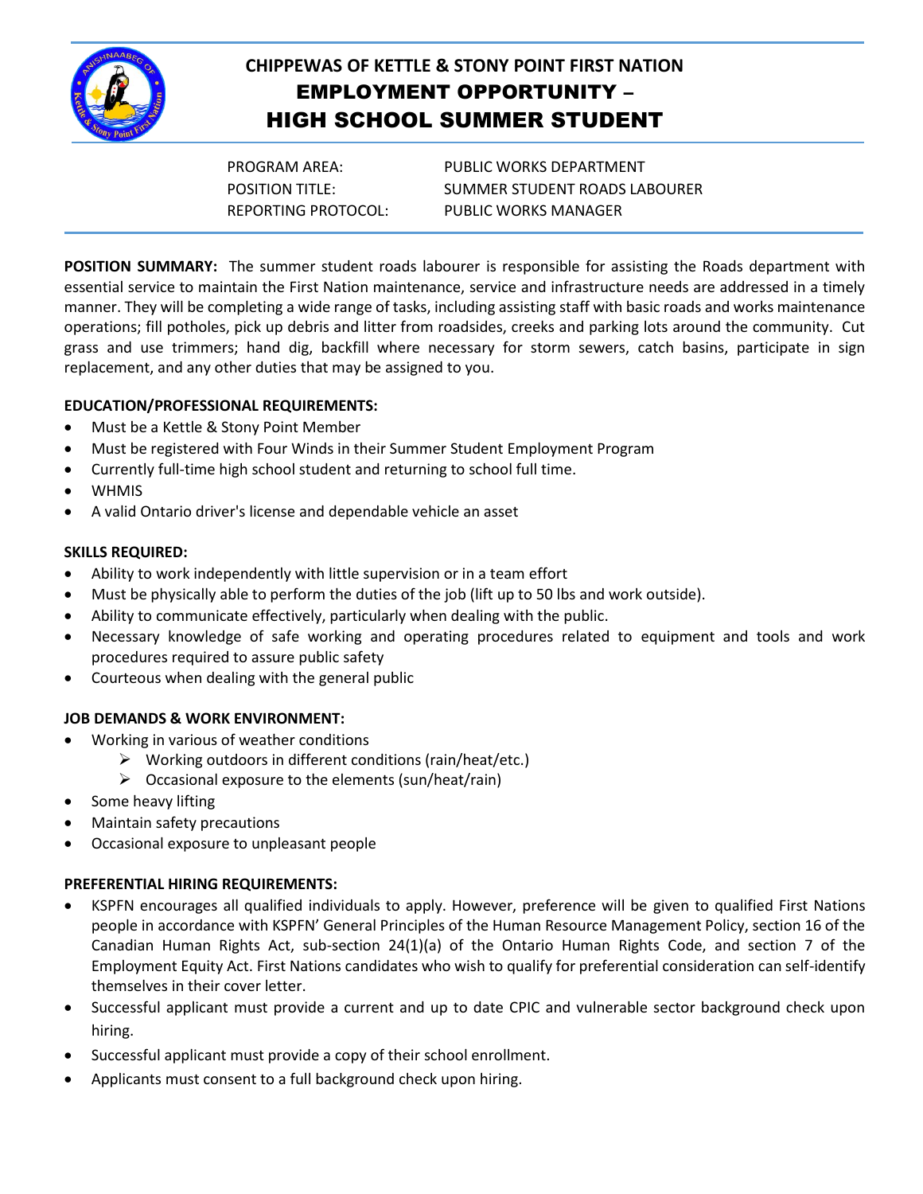# CHIPPEWAS OF KETTLE & STONY POINT FIRST NATION

## EMPLOYMENT OPPORTUNITY – HIGH SCHOOL SUMMER STUDENT

| | |
|---|---|
| PROGRAM AREA: | PUBLIC WORKS DEPARTMENT |
| POSITION TITLE: | SUMMER STUDENT ROADS LABOURER |
| REPORTING PROTOCOL: | PUBLIC WORKS MANAGER |

**POSITION SUMMARY:** The summer student roads labourer is responsible for assisting the Roads department with essential service to maintain the First Nation maintenance, service and infrastructure needs are addressed in a timely manner. They will be completing a wide range of tasks, including assisting staff with basic roads and works maintenance operations; fill potholes, pick up debris and litter from roadsides, creeks and parking lots around the community. Cut grass and use trimmers; hand dig, backfill where necessary for storm sewers, catch basins, participate in sign replacement, and any other duties that may be assigned to you.

**EDUCATION/PROFESSIONAL REQUIREMENTS:**

- Must be a Kettle & Stony Point Member
- Must be registered with Four Winds in their Summer Student Employment Program
- Currently full-time high school student and returning to school full time.
- WHMIS
- A valid Ontario driver's license and dependable vehicle an asset

**SKILLS REQUIRED:**

- Ability to work independently with little supervision or in a team effort
- Must be physically able to perform the duties of the job (lift up to 50 lbs and work outside).
- Ability to communicate effectively, particularly when dealing with the public.
- Necessary knowledge of safe working and operating procedures related to equipment and tools and work procedures required to assure public safety
- Courteous when dealing with the general public

**JOB DEMANDS & WORK ENVIRONMENT:**

- Working in various of weather conditions
  - Working outdoors in different conditions (rain/heat/etc.)
  - Occasional exposure to the elements (sun/heat/rain)
- Some heavy lifting
- Maintain safety precautions
- Occasional exposure to unpleasant people

**PREFERENTIAL HIRING REQUIREMENTS:**

- KSPFN encourages all qualified individuals to apply. However, preference will be given to qualified First Nations people in accordance with KSPFN' General Principles of the Human Resource Management Policy, section 16 of the Canadian Human Rights Act, sub-section 24(1)(a) of the Ontario Human Rights Code, and section 7 of the Employment Equity Act. First Nations candidates who wish to qualify for preferential consideration can self-identify themselves in their cover letter.
- Successful applicant must provide a current and up to date CPIC and vulnerable sector background check upon hiring.
- Successful applicant must provide a copy of their school enrollment.
- Applicants must consent to a full background check upon hiring.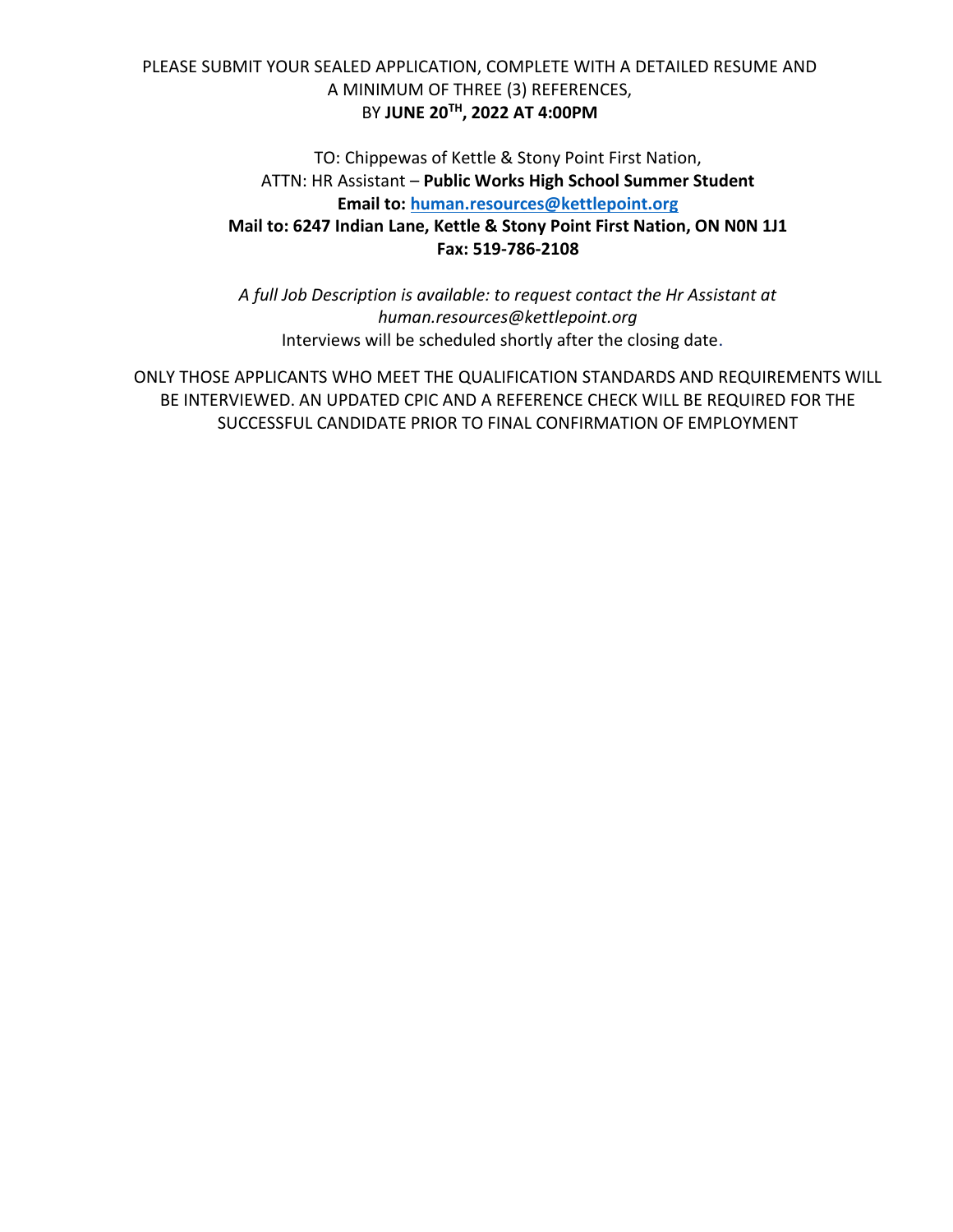PLEASE SUBMIT YOUR SEALED APPLICATION, COMPLETE WITH A DETAILED RESUME AND A MINIMUM OF THREE (3) REFERENCES, BY **JUNE 20TH, 2022 AT 4:00PM**

TO: Chippewas of Kettle & Stony Point First Nation,
ATTN: HR Assistant – **Public Works High School Summer Student**
**Email to: human.resources@kettlepoint.org**
**Mail to: 6247 Indian Lane, Kettle & Stony Point First Nation, ON N0N 1J1**
**Fax: 519-786-2108**

*A full Job Description is available: to request contact the Hr Assistant at human.resources@kettlepoint.org*
Interviews will be scheduled shortly after the closing date.

ONLY THOSE APPLICANTS WHO MEET THE QUALIFICATION STANDARDS AND REQUIREMENTS WILL BE INTERVIEWED. AN UPDATED CPIC AND A REFERENCE CHECK WILL BE REQUIRED FOR THE SUCCESSFUL CANDIDATE PRIOR TO FINAL CONFIRMATION OF EMPLOYMENT